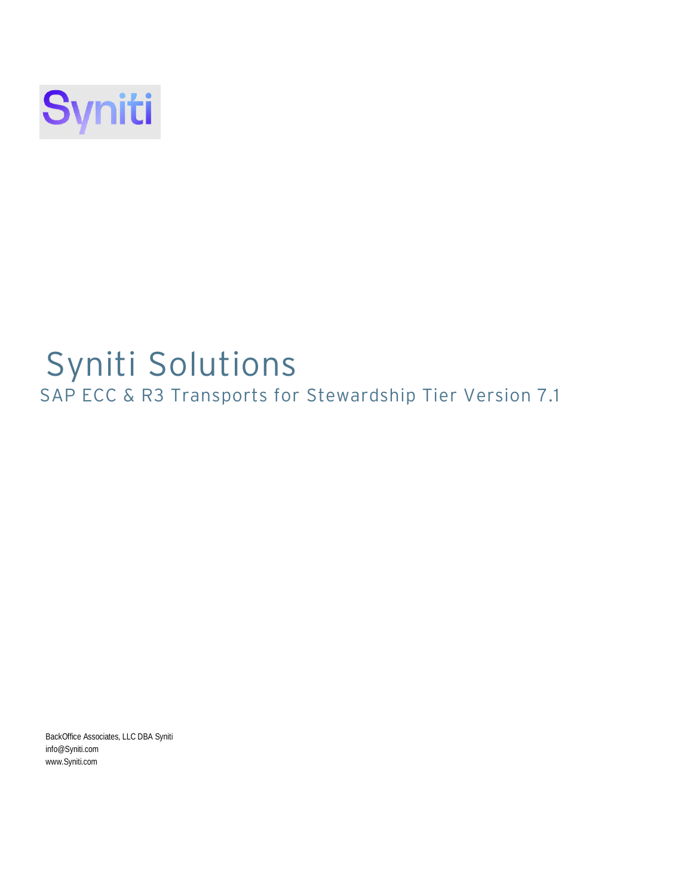Syniti

# Syniti Solutions

## SAP ECC & R3 Transports for Stewardship Tier Version 7.1

BackOffice Associates, LLC DBA Syniti
info@Syniti.com
www.Syniti.com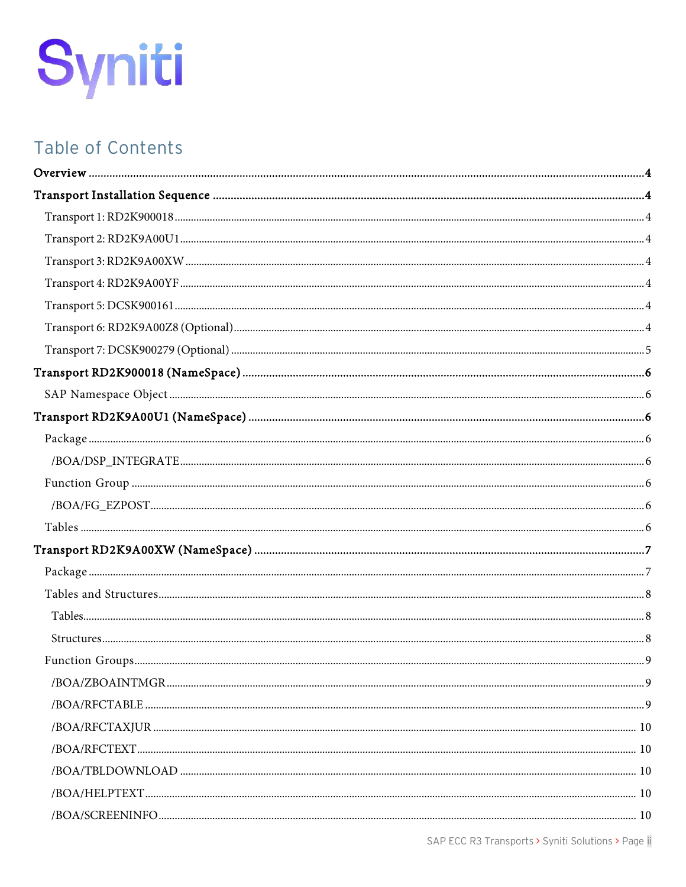Syniti

## Table of Contents

**Overview** ..... **4**

**Transport Installation Sequence** ..... **4**

- Transport 1: RD2K900018 ..... 4
- Transport 2: RD2K9A00U1 ..... 4
- Transport 3: RD2K9A00XW ..... 4
- Transport 4: RD2K9A00YF ..... 4
- Transport 5: DCSK900161 ..... 4
- Transport 6: RD2K9A00Z8 (Optional) ..... 4
- Transport 7: DCSK900279 (Optional) ..... 5

**Transport RD2K900018 (NameSpace)** ..... **6**

- SAP Namespace Object ..... 6

**Transport RD2K9A00U1 (NameSpace)** ..... **6**

- Package ..... 6
  - /BOA/DSP_INTEGRATE ..... 6
- Function Group ..... 6
  - /BOA/FG_EZPOST ..... 6
- Tables ..... 6

**Transport RD2K9A00XW (NameSpace)** ..... **7**

- Package ..... 7
- Tables and Structures ..... 8
  - Tables ..... 8
  - Structures ..... 8
- Function Groups ..... 9
  - /BOA/ZBOAINTMGR ..... 9
  - /BOA/RFCTABLE ..... 9
  - /BOA/RFCTAXJUR ..... 10
  - /BOA/RFCTEXT ..... 10
  - /BOA/TBLDOWNLOAD ..... 10
  - /BOA/HELPTEXT ..... 10
  - /BOA/SCREENINFO ..... 10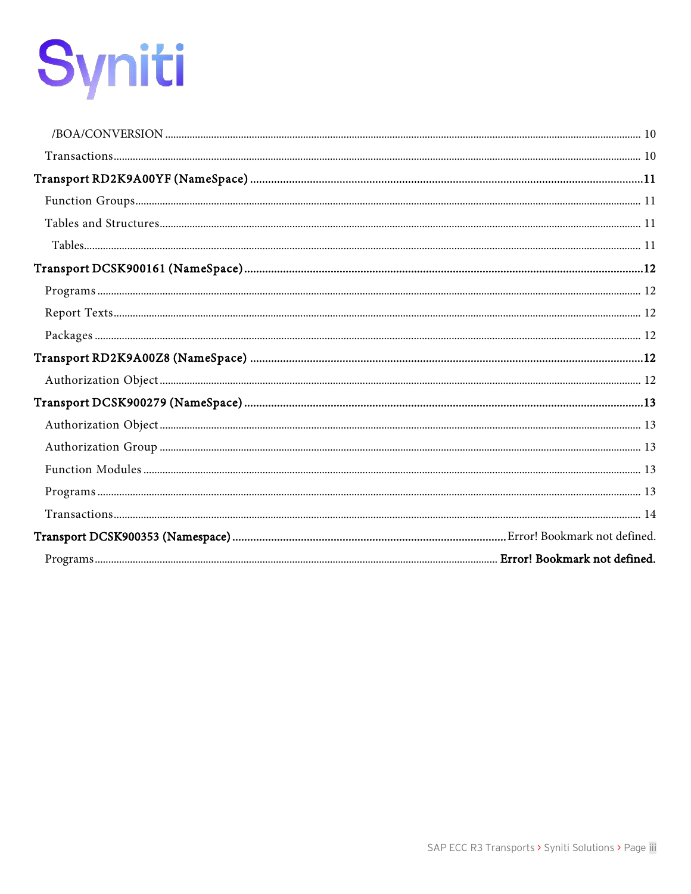/BOA/CONVERSION ........................................................................................................................................... 10

Transactions .................................................................................................................................................... 10

**Transport RD2K9A00YF (NameSpace) ...........................................................................................................11**

Function Groups ............................................................................................................................................. 11

Tables and Structures ..................................................................................................................................... 11

Tables ............................................................................................................................................................ 11

**Transport DCSK900161 (NameSpace) ............................................................................................................12**

Programs ........................................................................................................................................................ 12

Report Texts .................................................................................................................................................... 12

Packages ........................................................................................................................................................ 12

**Transport RD2K9A00Z8 (NameSpace) ...........................................................................................................12**

Authorization Object ....................................................................................................................................... 12

**Transport DCSK900279 (NameSpace) ............................................................................................................13**

Authorization Object ....................................................................................................................................... 13

Authorization Group ....................................................................................................................................... 13

Function Modules ........................................................................................................................................... 13

Programs ........................................................................................................................................................ 13

Transactions .................................................................................................................................................... 14

**Transport DCSK900353 (Namespace)** ............................................................................................ Error! Bookmark not defined.

Programs ................................................................................................................................ **Error! Bookmark not defined.**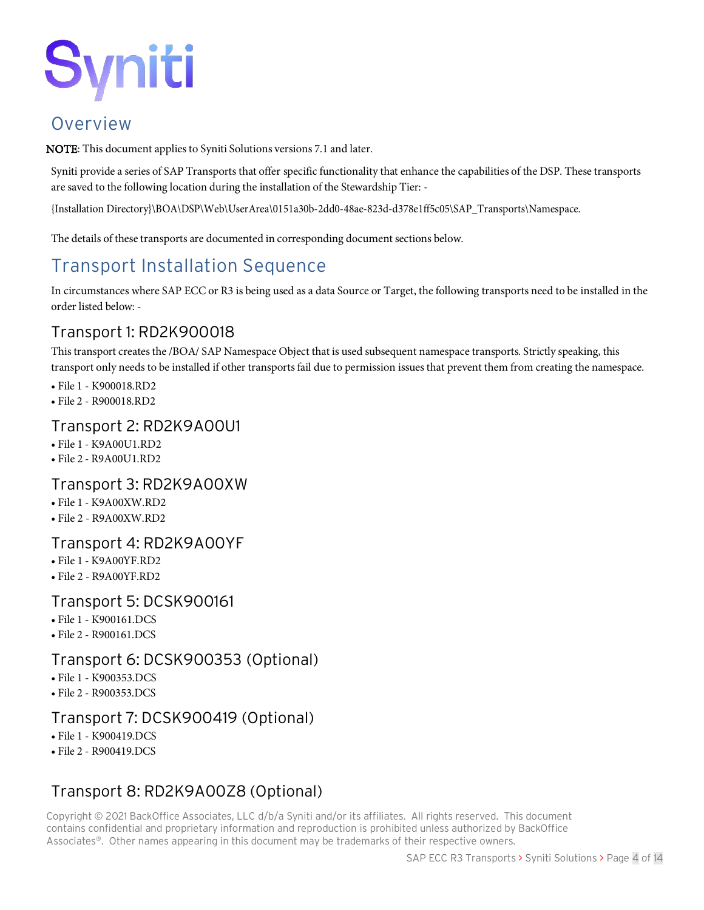## Overview

**NOTE**: This document applies to Syniti Solutions versions 7.1 and later.

Syniti provide a series of SAP Transports that offer specific functionality that enhance the capabilities of the DSP. These transports are saved to the following location during the installation of the Stewardship Tier: -

{Installation Directory}\BOA\DSP\Web\UserArea\0151a30b-2dd0-48ae-823d-d378e1ff5c05\SAP_Transports\Namespace.

The details of these transports are documented in corresponding document sections below.

## Transport Installation Sequence

In circumstances where SAP ECC or R3 is being used as a data Source or Target, the following transports need to be installed in the order listed below: -

### Transport 1: RD2K900018

This transport creates the /BOA/ SAP Namespace Object that is used subsequent namespace transports. Strictly speaking, this transport only needs to be installed if other transports fail due to permission issues that prevent them from creating the namespace.

- File 1 - K900018.RD2
- File 2 - R900018.RD2

### Transport 2: RD2K9A00U1

- File 1 - K9A00U1.RD2
- File 2 - R9A00U1.RD2

### Transport 3: RD2K9A00XW

- File 1 - K9A00XW.RD2
- File 2 - R9A00XW.RD2

### Transport 4: RD2K9A00YF

- File 1 - K9A00YF.RD2
- File 2 - R9A00YF.RD2

### Transport 5: DCSK900161

- File 1 - K900161.DCS
- File 2 - R900161.DCS

### Transport 6: DCSK900353 (Optional)

- File 1 - K900353.DCS
- File 2 - R900353.DCS

### Transport 7: DCSK900419 (Optional)

- File 1 - K900419.DCS
- File 2 - R900419.DCS

### Transport 8: RD2K9A00Z8 (Optional)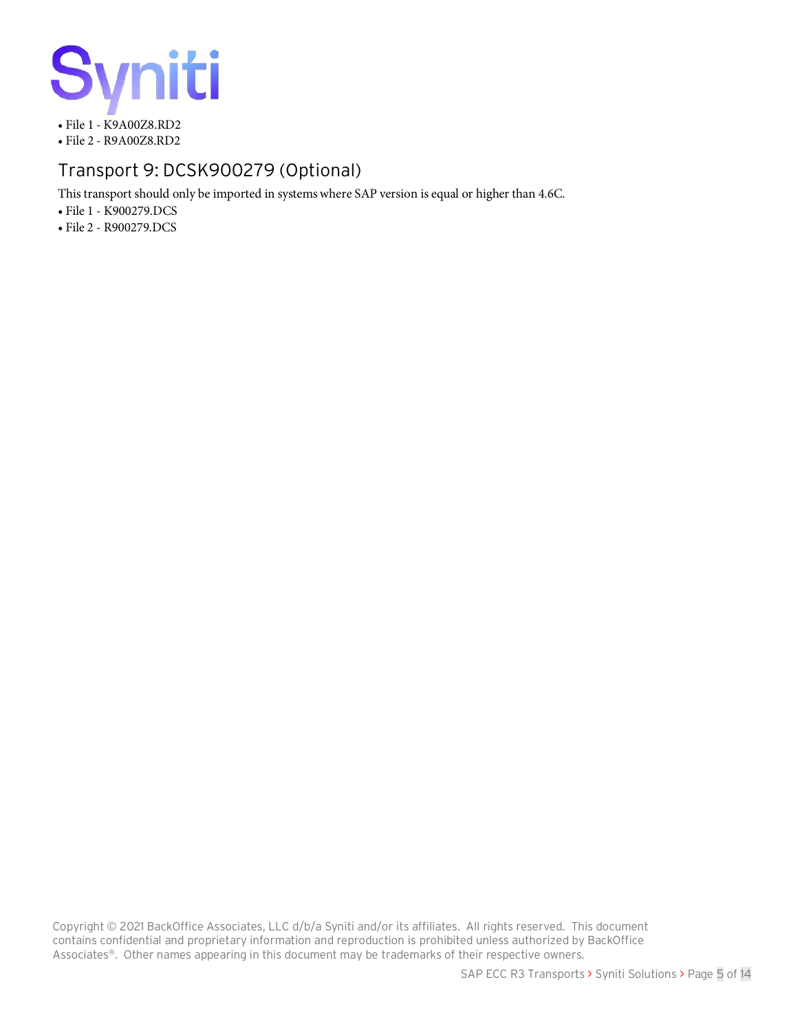- File 1 - K9A00Z8.RD2
- File 2 - R9A00Z8.RD2

## Transport 9: DCSK900279 (Optional)

This transport should only be imported in systems where SAP version is equal or higher than 4.6C.

- File 1 - K900279.DCS
- File 2 - R900279.DCS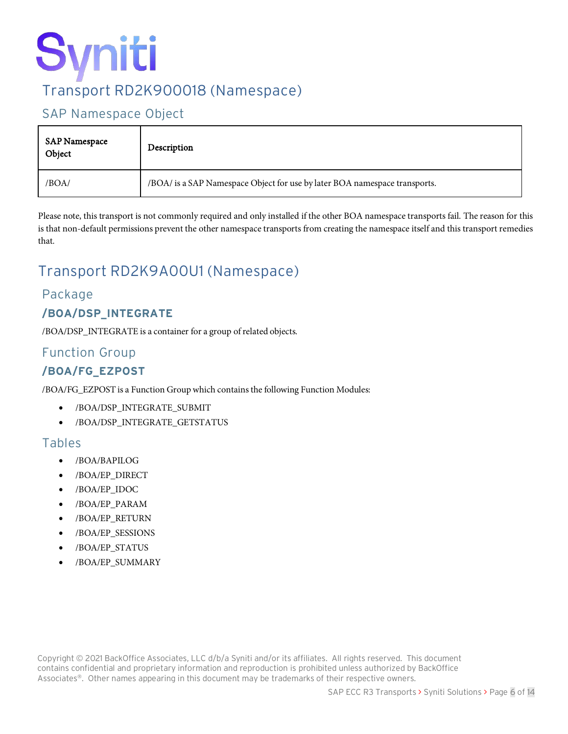# Transport RD2K900018 (Namespace)

## SAP Namespace Object

| SAP Namespace Object | Description |
|---|---|
| /BOA/ | /BOA/ is a SAP Namespace Object for use by later BOA namespace transports. |

Please note, this transport is not commonly required and only installed if the other BOA namespace transports fail. The reason for this is that non-default permissions prevent the other namespace transports from creating the namespace itself and this transport remedies that.

# Transport RD2K9A00U1 (Namespace)

## Package

### /BOA/DSP_INTEGRATE

/BOA/DSP_INTEGRATE is a container for a group of related objects.

## Function Group

### /BOA/FG_EZPOST

/BOA/FG_EZPOST is a Function Group which contains the following Function Modules:

- /BOA/DSP_INTEGRATE_SUBMIT
- /BOA/DSP_INTEGRATE_GETSTATUS

## Tables

- /BOA/BAPILOG
- /BOA/EP_DIRECT
- /BOA/EP_IDOC
- /BOA/EP_PARAM
- /BOA/EP_RETURN
- /BOA/EP_SESSIONS
- /BOA/EP_STATUS
- /BOA/EP_SUMMARY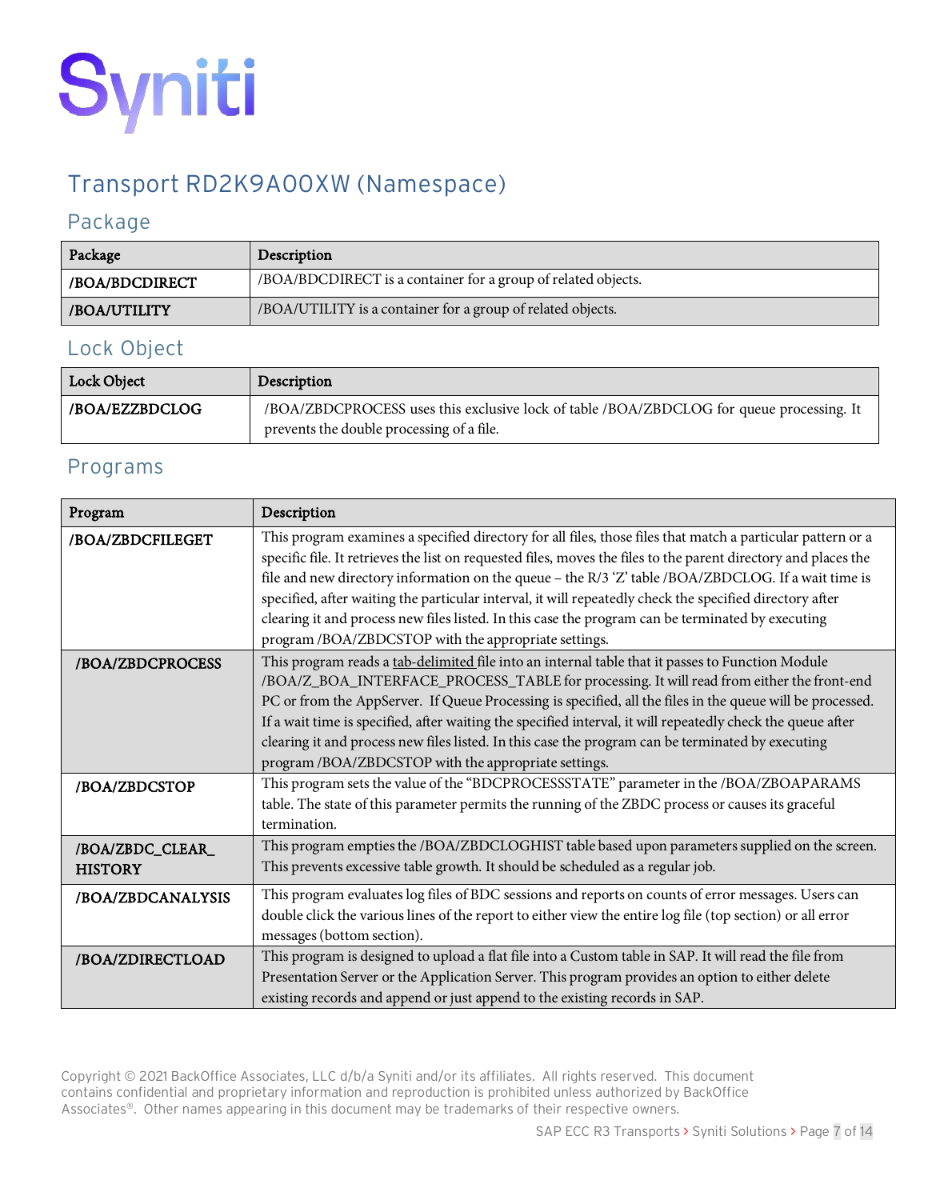Syniti

# Transport RD2K9A00XW (Namespace)

## Package

| Package | Description |
|---|---|
| **/BOA/BDCDIRECT** | /BOA/BDCDIRECT is a container for a group of related objects. |
| **/BOA/UTILITY** | /BOA/UTILITY is a container for a group of related objects. |

## Lock Object

| Lock Object | Description |
|---|---|
| **/BOA/EZZBDCLOG** | /BOA/ZBDCPROCESS uses this exclusive lock of table /BOA/ZBDCLOG for queue processing. It prevents the double processing of a file. |

## Programs

| Program | Description |
|---|---|
| **/BOA/ZBDCFILEGET** | This program examines a specified directory for all files, those files that match a particular pattern or a specific file. It retrieves the list on requested files, moves the files to the parent directory and places the file and new directory information on the queue – the R/3 'Z' table /BOA/ZBDCLOG. If a wait time is specified, after waiting the particular interval, it will repeatedly check the specified directory after clearing it and process new files listed. In this case the program can be terminated by executing program /BOA/ZBDCSTOP with the appropriate settings. |
| **/BOA/ZBDCPROCESS** | This program reads a tab-delimited file into an internal table that it passes to Function Module /BOA/Z_BOA_INTERFACE_PROCESS_TABLE for processing. It will read from either the front-end PC or from the AppServer. If Queue Processing is specified, all the files in the queue will be processed. If a wait time is specified, after waiting the specified interval, it will repeatedly check the queue after clearing it and process new files listed. In this case the program can be terminated by executing program /BOA/ZBDCSTOP with the appropriate settings. |
| **/BOA/ZBDCSTOP** | This program sets the value of the "BDCPROCESSSTATE" parameter in the /BOA/ZBOAPARAMS table. The state of this parameter permits the running of the ZBDC process or causes its graceful termination. |
| **/BOA/ZBDC_CLEAR_HISTORY** | This program empties the /BOA/ZBDCLOGHIST table based upon parameters supplied on the screen. This prevents excessive table growth. It should be scheduled as a regular job. |
| **/BOA/ZBDCANALYSIS** | This program evaluates log files of BDC sessions and reports on counts of error messages. Users can double click the various lines of the report to either view the entire log file (top section) or all error messages (bottom section). |
| **/BOA/ZDIRECTLOAD** | This program is designed to upload a flat file into a Custom table in SAP. It will read the file from Presentation Server or the Application Server. This program provides an option to either delete existing records and append or just append to the existing records in SAP. |

Copyright © 2021 BackOffice Associates, LLC d/b/a Syniti and/or its affiliates. All rights reserved. This document contains confidential and proprietary information and reproduction is prohibited unless authorized by BackOffice Associates®. Other names appearing in this document may be trademarks of their respective owners.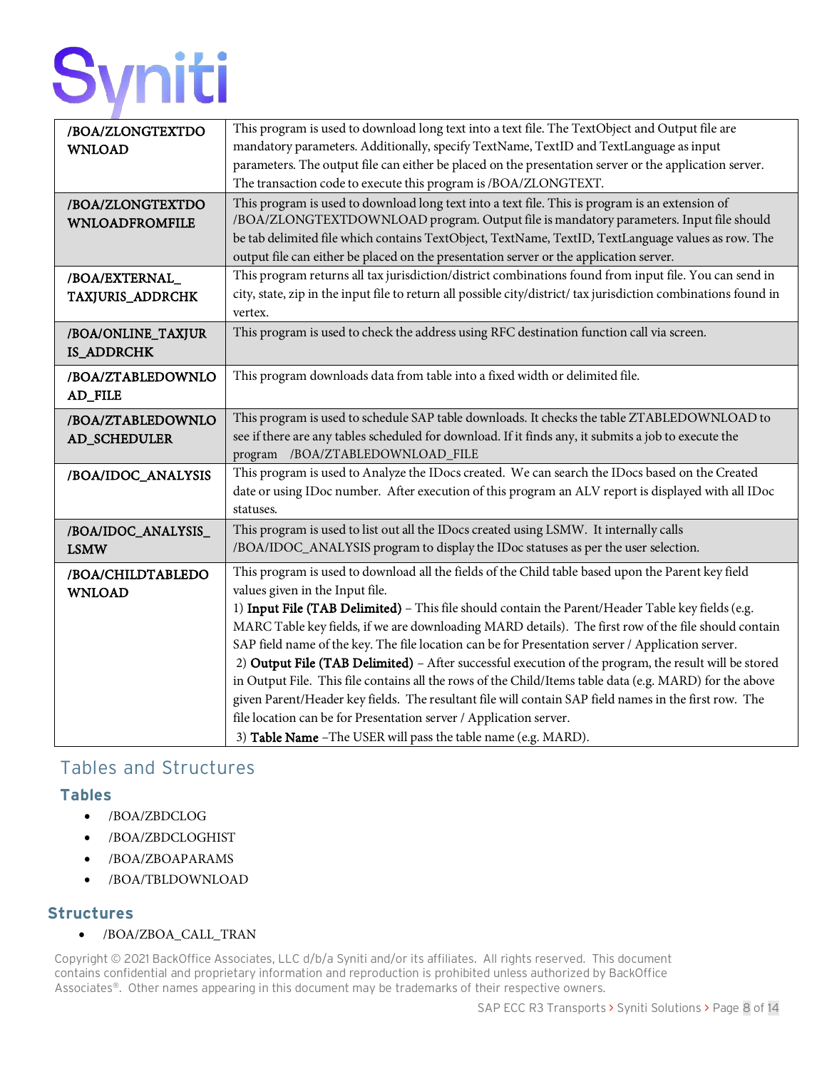| | |
|---|---|
| **/BOA/ZLONGTEXTDOWNLOAD** | This program is used to download long text into a text file. The TextObject and Output file are mandatory parameters. Additionally, specify TextName, TextID and TextLanguage as input parameters. The output file can either be placed on the presentation server or the application server. The transaction code to execute this program is /BOA/ZLONGTEXT. |
| **/BOA/ZLONGTEXTDOWNLOADFROMFILE** | This program is used to download long text into a text file. This is program is an extension of /BOA/ZLONGTEXTDOWNLOAD program. Output file is mandatory parameters. Input file should be tab delimited file which contains TextObject, TextName, TextID, TextLanguage values as row. The output file can either be placed on the presentation server or the application server. |
| **/BOA/EXTERNAL_TAXJURIS_ADDRCHK** | This program returns all tax jurisdiction/district combinations found from input file. You can send in city, state, zip in the input file to return all possible city/district/ tax jurisdiction combinations found in vertex. |
| **/BOA/ONLINE_TAXJURIS_ADDRCHK** | This program is used to check the address using RFC destination function call via screen. |
| **/BOA/ZTABLEDOWNLOAD_FILE** | This program downloads data from table into a fixed width or delimited file. |
| **/BOA/ZTABLEDOWNLOAD_SCHEDULER** | This program is used to schedule SAP table downloads. It checks the table ZTABLEDOWNLOAD to see if there are any tables scheduled for download. If it finds any, it submits a job to execute the program /BOA/ZTABLEDOWNLOAD_FILE |
| **/BOA/IDOC_ANALYSIS** | This program is used to Analyze the IDocs created. We can search the IDocs based on the Created date or using IDoc number. After execution of this program an ALV report is displayed with all IDoc statuses. |
| **/BOA/IDOC_ANALYSIS_LSMW** | This program is used to list out all the IDocs created using LSMW. It internally calls /BOA/IDOC_ANALYSIS program to display the IDoc statuses as per the user selection. |
| **/BOA/CHILDTABLEDOWNLOAD** | This program is used to download all the fields of the Child table based upon the Parent key field values given in the Input file.<br>1) **Input File (TAB Delimited)** – This file should contain the Parent/Header Table key fields (e.g. MARC Table key fields, if we are downloading MARD details). The first row of the file should contain SAP field name of the key. The file location can be for Presentation server / Application server.<br>2) **Output File (TAB Delimited)** – After successful execution of the program, the result will be stored in Output File. This file contains all the rows of the Child/Items table data (e.g. MARD) for the above given Parent/Header key fields. The resultant file will contain SAP field names in the first row. The file location can be for Presentation server / Application server.<br>3) **Table Name** –The USER will pass the table name (e.g. MARD). |

## Tables and Structures

### Tables

- /BOA/ZBDCLOG
- /BOA/ZBDCLOGHIST
- /BOA/ZBOAPARAMS
- /BOA/TBLDOWNLOAD

### Structures

- /BOA/ZBOA_CALL_TRAN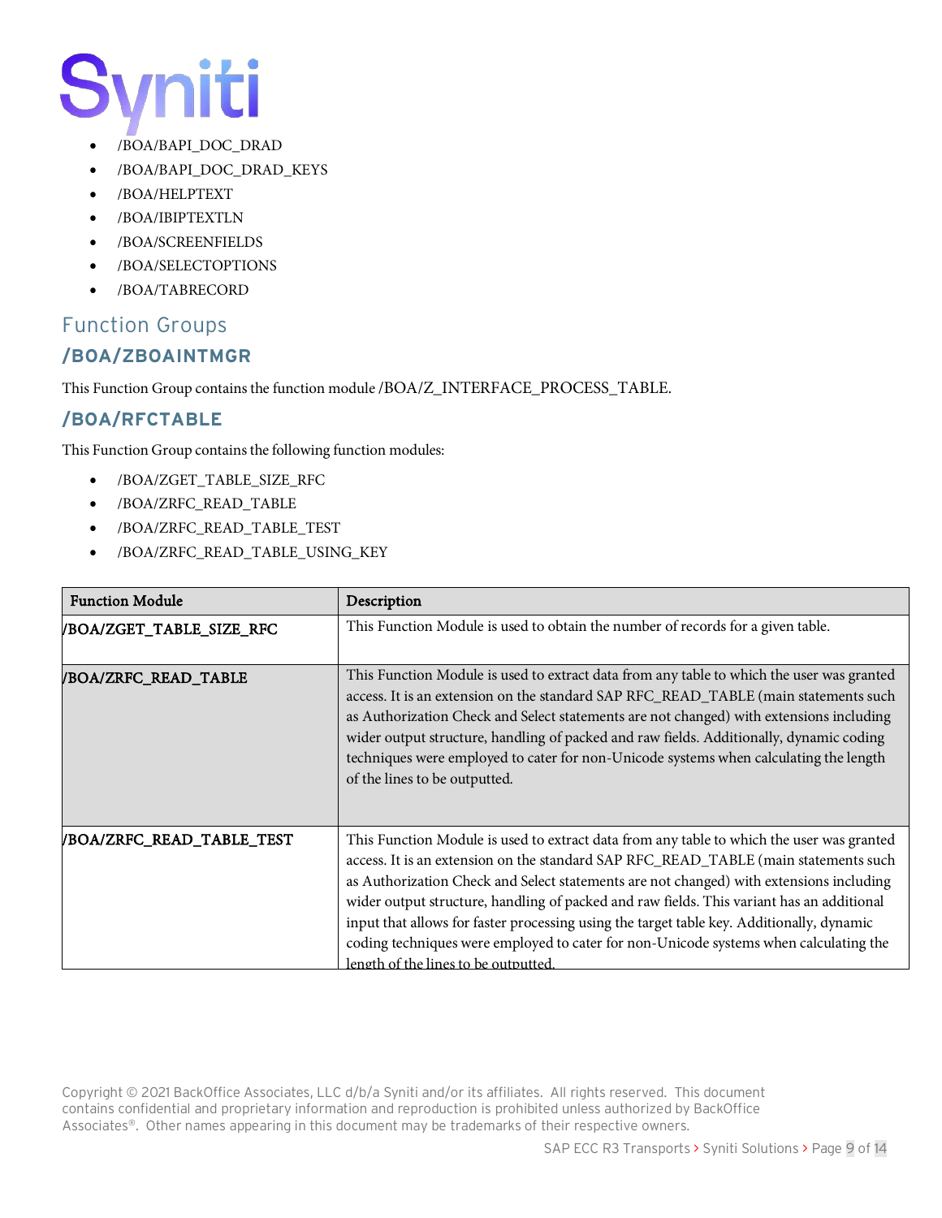- /BOA/BAPI_DOC_DRAD
- /BOA/BAPI_DOC_DRAD_KEYS
- /BOA/HELPTEXT
- /BOA/IBIPTEXTLN
- /BOA/SCREENFIELDS
- /BOA/SELECTOPTIONS
- /BOA/TABRECORD

## Function Groups

### /BOA/ZBOAINTMGR

This Function Group contains the function module /BOA/Z_INTERFACE_PROCESS_TABLE.

### /BOA/RFCTABLE

This Function Group contains the following function modules:

- /BOA/ZGET_TABLE_SIZE_RFC
- /BOA/ZRFC_READ_TABLE
- /BOA/ZRFC_READ_TABLE_TEST
- /BOA/ZRFC_READ_TABLE_USING_KEY

| Function Module | Description |
|---|---|
| **/BOA/ZGET_TABLE_SIZE_RFC** | This Function Module is used to obtain the number of records for a given table. |
| **/BOA/ZRFC_READ_TABLE** | This Function Module is used to extract data from any table to which the user was granted access. It is an extension on the standard SAP RFC_READ_TABLE (main statements such as Authorization Check and Select statements are not changed) with extensions including wider output structure, handling of packed and raw fields. Additionally, dynamic coding techniques were employed to cater for non-Unicode systems when calculating the length of the lines to be outputted. |
| **/BOA/ZRFC_READ_TABLE_TEST** | This Function Module is used to extract data from any table to which the user was granted access. It is an extension on the standard SAP RFC_READ_TABLE (main statements such as Authorization Check and Select statements are not changed) with extensions including wider output structure, handling of packed and raw fields. This variant has an additional input that allows for faster processing using the target table key. Additionally, dynamic coding techniques were employed to cater for non-Unicode systems when calculating the length of the lines to be outputted. |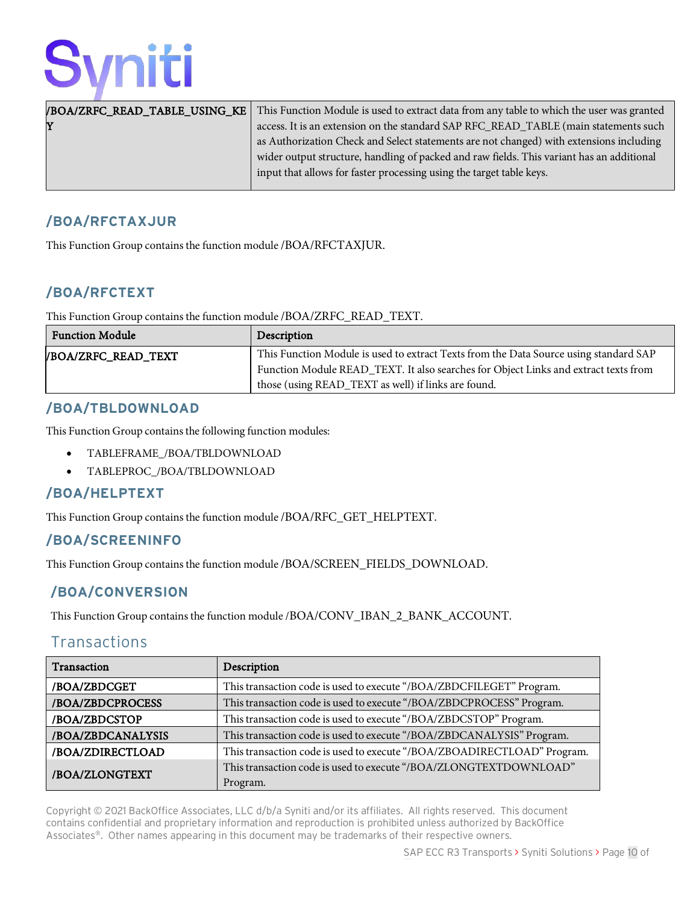| /BOA/ZRFC_READ_TABLE_USING_KEY | This Function Module is used to extract data from any table to which the user was granted access. It is an extension on the standard SAP RFC_READ_TABLE (main statements such as Authorization Check and Select statements are not changed) with extensions including wider output structure, handling of packed and raw fields. This variant has an additional input that allows for faster processing using the target table keys. |
|---|---|

### /BOA/RFCTAXJUR

This Function Group contains the function module /BOA/RFCTAXJUR.

### /BOA/RFCTEXT

This Function Group contains the function module /BOA/ZRFC_READ_TEXT.

| Function Module | Description |
|---|---|
| /BOA/ZRFC_READ_TEXT | This Function Module is used to extract Texts from the Data Source using standard SAP Function Module READ_TEXT. It also searches for Object Links and extract texts from those (using READ_TEXT as well) if links are found. |

### /BOA/TBLDOWNLOAD

This Function Group contains the following function modules:

- TABLEFRAME_/BOA/TBLDOWNLOAD
- TABLEPROC_/BOA/TBLDOWNLOAD

### /BOA/HELPTEXT

This Function Group contains the function module /BOA/RFC_GET_HELPTEXT.

### /BOA/SCREENINFO

This Function Group contains the function module /BOA/SCREEN_FIELDS_DOWNLOAD.

### /BOA/CONVERSION

This Function Group contains the function module /BOA/CONV_IBAN_2_BANK_ACCOUNT.

## Transactions

| Transaction | Description |
|---|---|
| /BOA/ZBDCGET | This transaction code is used to execute "/BOA/ZBDCFILEGET" Program. |
| /BOA/ZBDCPROCESS | This transaction code is used to execute "/BOA/ZBDCPROCESS" Program. |
| /BOA/ZBDCSTOP | This transaction code is used to execute "/BOA/ZBDCSTOP" Program. |
| /BOA/ZBDCANALYSIS | This transaction code is used to execute "/BOA/ZBDCANALYSIS" Program. |
| /BOA/ZDIRECTLOAD | This transaction code is used to execute "/BOA/ZBOADIRECTLOAD" Program. |
| /BOA/ZLONGTEXT | This transaction code is used to execute "/BOA/ZLONGTEXTDOWNLOAD" Program. |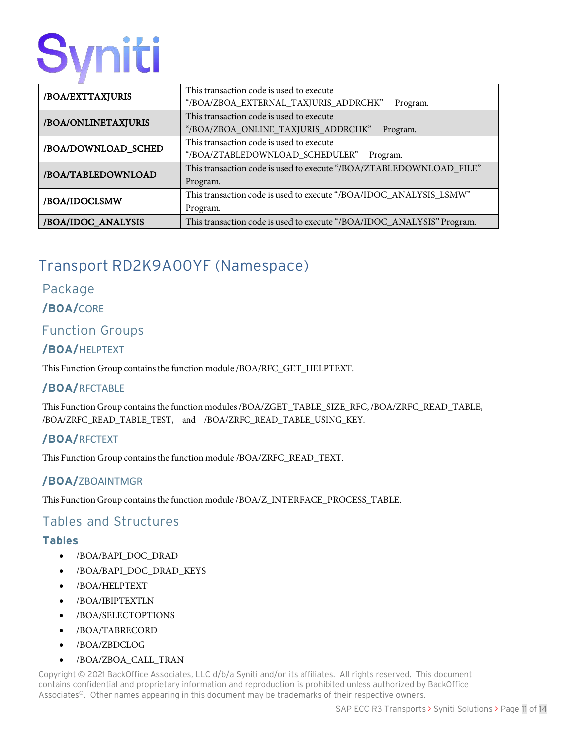| | |
|---|---|
| **/BOA/EXTTAXJURIS** | This transaction code is used to execute "/BOA/ZBOA_EXTERNAL_TAXJURIS_ADDRCHK" Program. |
| **/BOA/ONLINETAXJURIS** | This transaction code is used to execute "/BOA/ZBOA_ONLINE_TAXJURIS_ADDRCHK" Program. |
| **/BOA/DOWNLOAD_SCHED** | This transaction code is used to execute "/BOA/ZTABLEDOWNLOAD_SCHEDULER" Program. |
| **/BOA/TABLEDOWNLOAD** | This transaction code is used to execute "/BOA/ZTABLEDOWNLOAD_FILE" Program. |
| **/BOA/IDOCLSMW** | This transaction code is used to execute "/BOA/IDOC_ANALYSIS_LSMW" Program. |
| **/BOA/IDOC_ANALYSIS** | This transaction code is used to execute "/BOA/IDOC_ANALYSIS" Program. |

# Transport RD2K9A00YF (Namespace)

## Package

### /BOA/CORE

## Function Groups

### /BOA/HELPTEXT

This Function Group contains the function module /BOA/RFC_GET_HELPTEXT.

### /BOA/RFCTABLE

This Function Group contains the function modules /BOA/ZGET_TABLE_SIZE_RFC, /BOA/ZRFC_READ_TABLE, /BOA/ZRFC_READ_TABLE_TEST, and /BOA/ZRFC_READ_TABLE_USING_KEY.

### /BOA/RFCTEXT

This Function Group contains the function module /BOA/ZRFC_READ_TEXT.

### /BOA/ZBOAINTMGR

This Function Group contains the function module /BOA/Z_INTERFACE_PROCESS_TABLE.

## Tables and Structures

### Tables

- /BOA/BAPI_DOC_DRAD
- /BOA/BAPI_DOC_DRAD_KEYS
- /BOA/HELPTEXT
- /BOA/IBIPTEXTLN
- /BOA/SELECTOPTIONS
- /BOA/TABRECORD
- /BOA/ZBDCLOG
- /BOA/ZBOA_CALL_TRAN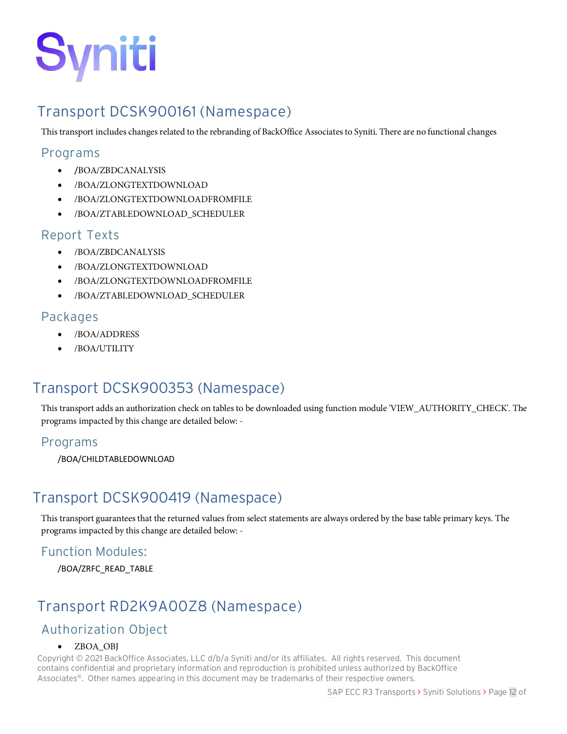## Transport DCSK900161 (Namespace)

This transport includes changes related to the rebranding of BackOffice Associates to Syniti. There are no functional changes

### Programs

- /BOA/ZBDCANALYSIS
- /BOA/ZLONGTEXTDOWNLOAD
- /BOA/ZLONGTEXTDOWNLOADFROMFILE
- /BOA/ZTABLEDOWNLOAD_SCHEDULER

### Report Texts

- /BOA/ZBDCANALYSIS
- /BOA/ZLONGTEXTDOWNLOAD
- /BOA/ZLONGTEXTDOWNLOADFROMFILE
- /BOA/ZTABLEDOWNLOAD_SCHEDULER

### Packages

- /BOA/ADDRESS
- /BOA/UTILITY

## Transport DCSK900353 (Namespace)

This transport adds an authorization check on tables to be downloaded using function module 'VIEW_AUTHORITY_CHECK'. The programs impacted by this change are detailed below: -

### Programs

/BOA/CHILDTABLEDOWNLOAD

## Transport DCSK900419 (Namespace)

This transport guarantees that the returned values from select statements are always ordered by the base table primary keys. The programs impacted by this change are detailed below: -

### Function Modules:

/BOA/ZRFC_READ_TABLE

## Transport RD2K9A00Z8 (Namespace)

### Authorization Object

- ZBOA_OBJ

Copyright © 2021 BackOffice Associates, LLC d/b/a Syniti and/or its affiliates. All rights reserved. This document contains confidential and proprietary information and reproduction is prohibited unless authorized by BackOffice Associates®. Other names appearing in this document may be trademarks of their respective owners.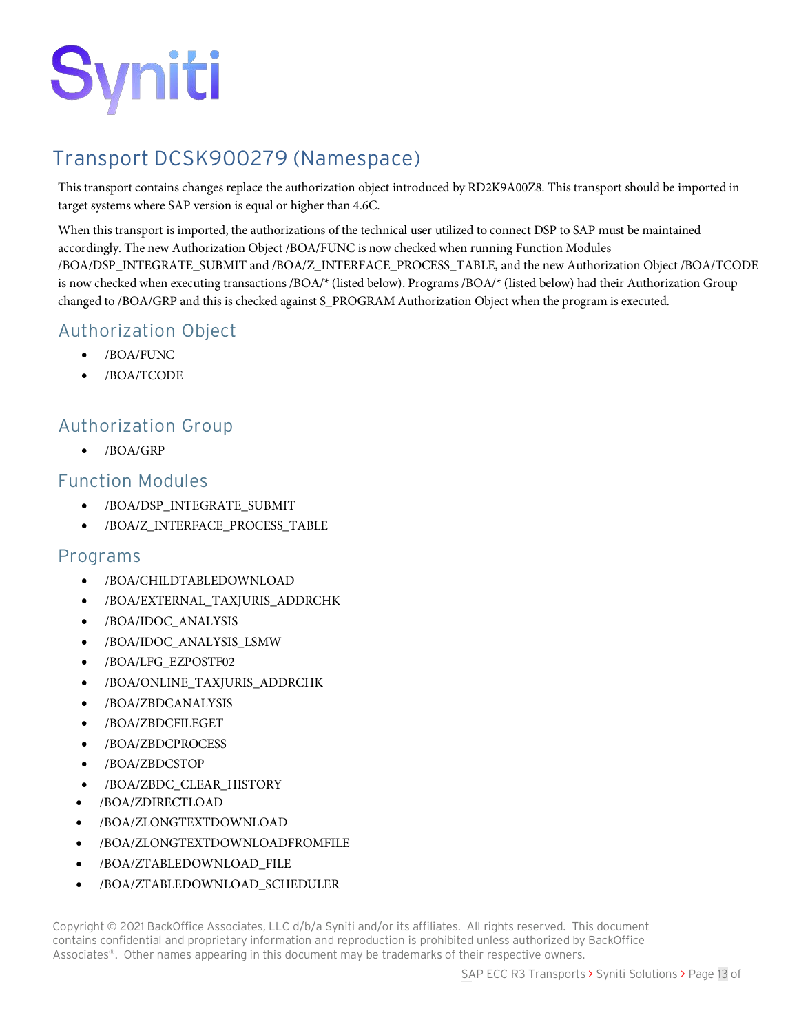## Transport DCSK900279 (Namespace)

This transport contains changes replace the authorization object introduced by RD2K9A00Z8. This transport should be imported in target systems where SAP version is equal or higher than 4.6C.

When this transport is imported, the authorizations of the technical user utilized to connect DSP to SAP must be maintained accordingly. The new Authorization Object /BOA/FUNC is now checked when running Function Modules /BOA/DSP_INTEGRATE_SUBMIT and /BOA/Z_INTERFACE_PROCESS_TABLE, and the new Authorization Object /BOA/TCODE is now checked when executing transactions /BOA/* (listed below). Programs /BOA/* (listed below) had their Authorization Group changed to /BOA/GRP and this is checked against S_PROGRAM Authorization Object when the program is executed.

### Authorization Object

- /BOA/FUNC
- /BOA/TCODE

### Authorization Group

- /BOA/GRP

### Function Modules

- /BOA/DSP_INTEGRATE_SUBMIT
- /BOA/Z_INTERFACE_PROCESS_TABLE

### Programs

- /BOA/CHILDTABLEDOWNLOAD
- /BOA/EXTERNAL_TAXJURIS_ADDRCHK
- /BOA/IDOC_ANALYSIS
- /BOA/IDOC_ANALYSIS_LSMW
- /BOA/LFG_EZPOSTF02
- /BOA/ONLINE_TAXJURIS_ADDRCHK
- /BOA/ZBDCANALYSIS
- /BOA/ZBDCFILEGET
- /BOA/ZBDCPROCESS
- /BOA/ZBDCSTOP
- /BOA/ZBDC_CLEAR_HISTORY
- /BOA/ZDIRECTLOAD
- /BOA/ZLONGTEXTDOWNLOAD
- /BOA/ZLONGTEXTDOWNLOADFROMFILE
- /BOA/ZTABLEDOWNLOAD_FILE
- /BOA/ZTABLEDOWNLOAD_SCHEDULER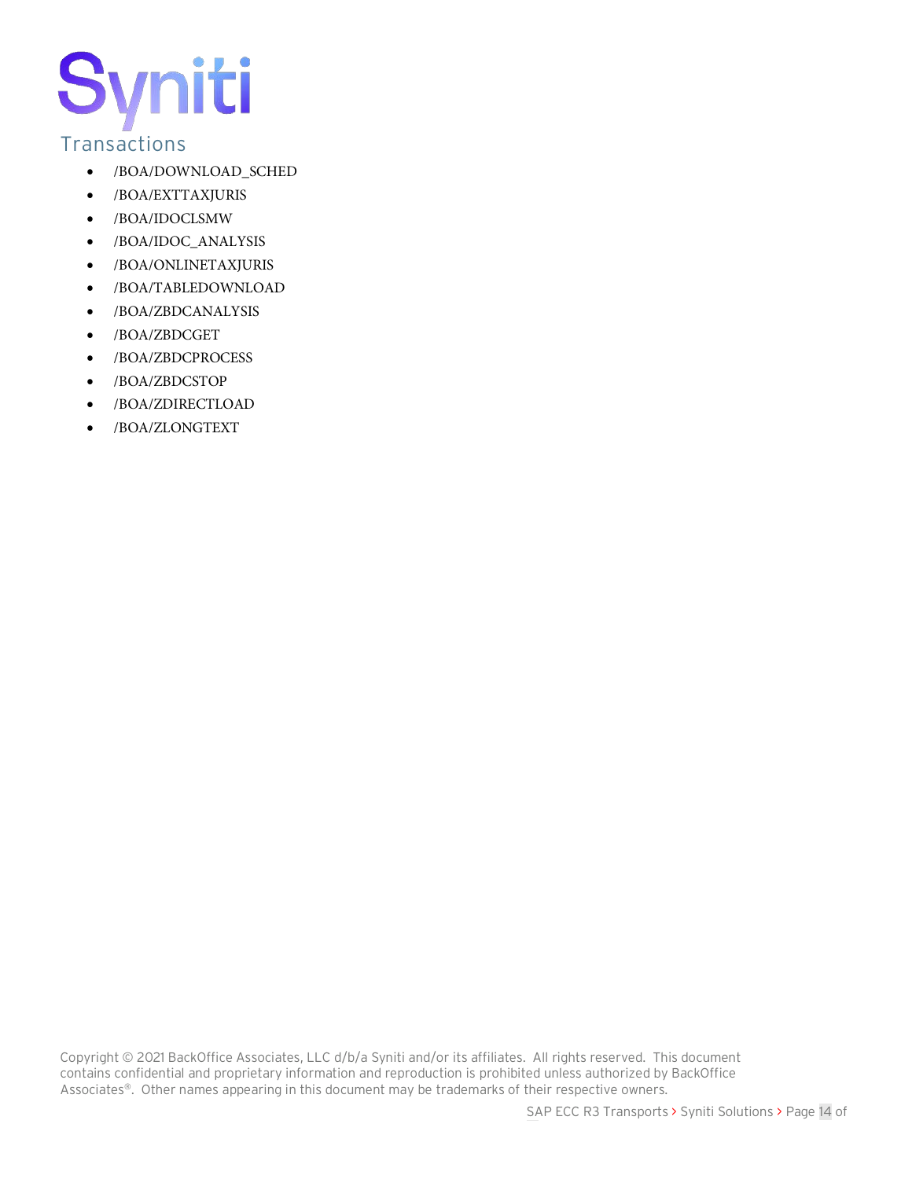## Transactions

- /BOA/DOWNLOAD_SCHED
- /BOA/EXTTAXJURIS
- /BOA/IDOCLSMW
- /BOA/IDOC_ANALYSIS
- /BOA/ONLINETAXJURIS
- /BOA/TABLEDOWNLOAD
- /BOA/ZBDCANALYSIS
- /BOA/ZBDCGET
- /BOA/ZBDCPROCESS
- /BOA/ZBDCSTOP
- /BOA/ZDIRECTLOAD
- /BOA/ZLONGTEXT